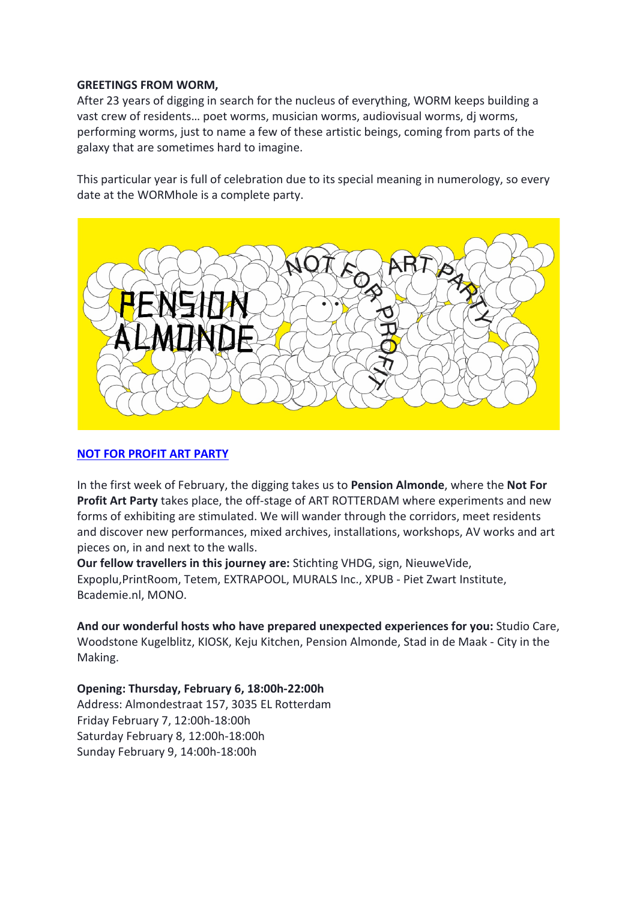**GREETINGS FROM WORM,**
After 23 years of digging in search for the nucleus of everything, WORM keeps building a vast crew of residents… poet worms, musician worms, audiovisual worms, dj worms, performing worms, just to name a few of these artistic beings, coming from parts of the galaxy that are sometimes hard to imagine.

This particular year is full of celebration due to its special meaning in numerology, so every date at the WORMhole is a complete party.

**NOT FOR PROFIT ART PARTY**

In the first week of February, the digging takes us to **Pension Almonde**, where the **Not For Profit Art Party** takes place, the off-stage of ART ROTTERDAM where experiments and new forms of exhibiting are stimulated. We will wander through the corridors, meet residents and discover new performances, mixed archives, installations, workshops, AV works and art pieces on, in and next to the walls.
**Our fellow travellers in this journey are:** Stichting VHDG, sign, NieuweVide, Expoplu,PrintRoom, Tetem, EXTRAPOOL, MURALS Inc., XPUB - Piet Zwart Institute, Bcademie.nl, MONO.

**And our wonderful hosts who have prepared unexpected experiences for you:** Studio Care, Woodstone Kugelblitz, KIOSK, Keju Kitchen, Pension Almonde, Stad in de Maak - City in the Making.

**Opening: Thursday, February 6, 18:00h-22:00h**
Address: Almondestraat 157, 3035 EL Rotterdam
Friday February 7, 12:00h-18:00h
Saturday February 8, 12:00h-18:00h
Sunday February 9, 14:00h-18:00h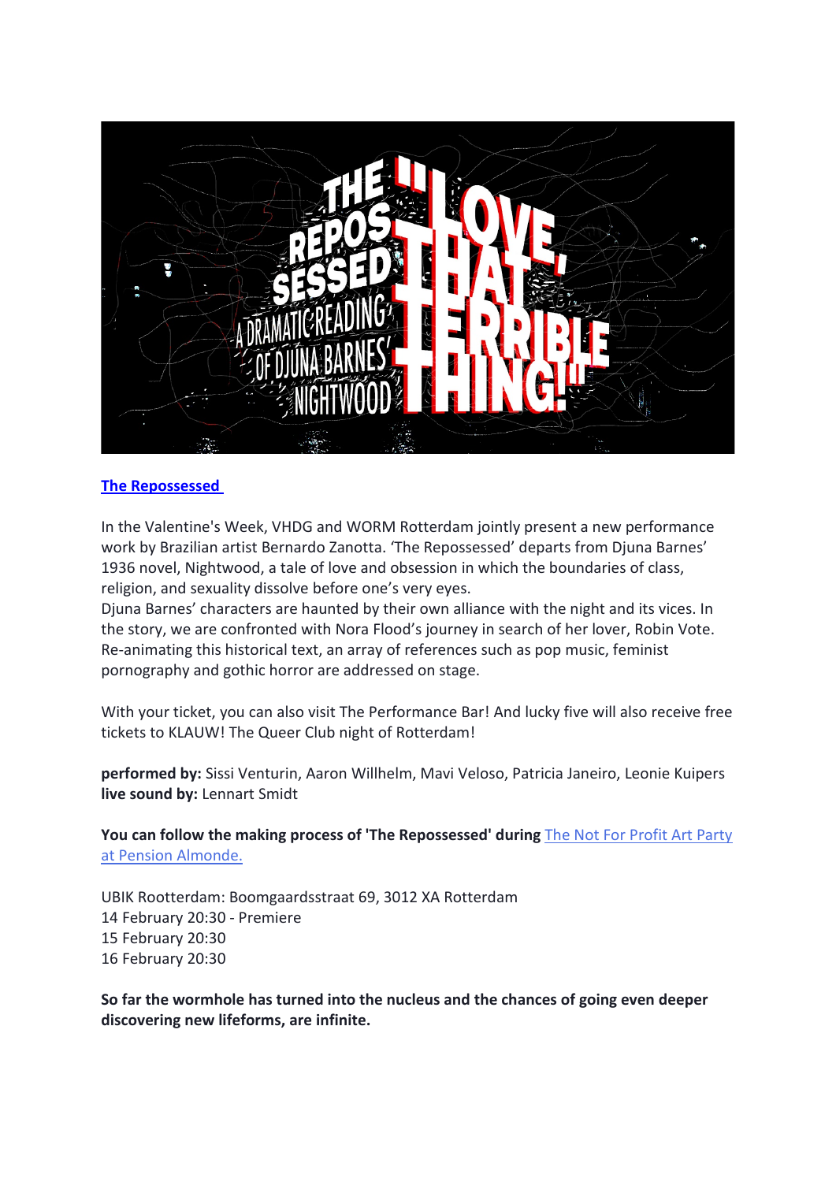[The Repossessed](#)

In the Valentine's Week, VHDG and WORM Rotterdam jointly present a new performance work by Brazilian artist Bernardo Zanotta. 'The Repossessed' departs from Djuna Barnes' 1936 novel, Nightwood, a tale of love and obsession in which the boundaries of class, religion, and sexuality dissolve before one's very eyes.
Djuna Barnes' characters are haunted by their own alliance with the night and its vices. In the story, we are confronted with Nora Flood's journey in search of her lover, Robin Vote. Re-animating this historical text, an array of references such as pop music, feminist pornography and gothic horror are addressed on stage.

With your ticket, you can also visit The Performance Bar! And lucky five will also receive free tickets to KLAUW! The Queer Club night of Rotterdam!

**performed by:** Sissi Venturin, Aaron Willhelm, Mavi Veloso, Patricia Janeiro, Leonie Kuipers
**live sound by:** Lennart Smidt

**You can follow the making process of 'The Repossessed' during** [The Not For Profit Art Party at Pension Almonde.](#)

UBIK Rootterdam: Boomgaardsstraat 69, 3012 XA Rotterdam
14 February 20:30 - Premiere
15 February 20:30
16 February 20:30

**So far the wormhole has turned into the nucleus and the chances of going even deeper discovering new lifeforms, are infinite.**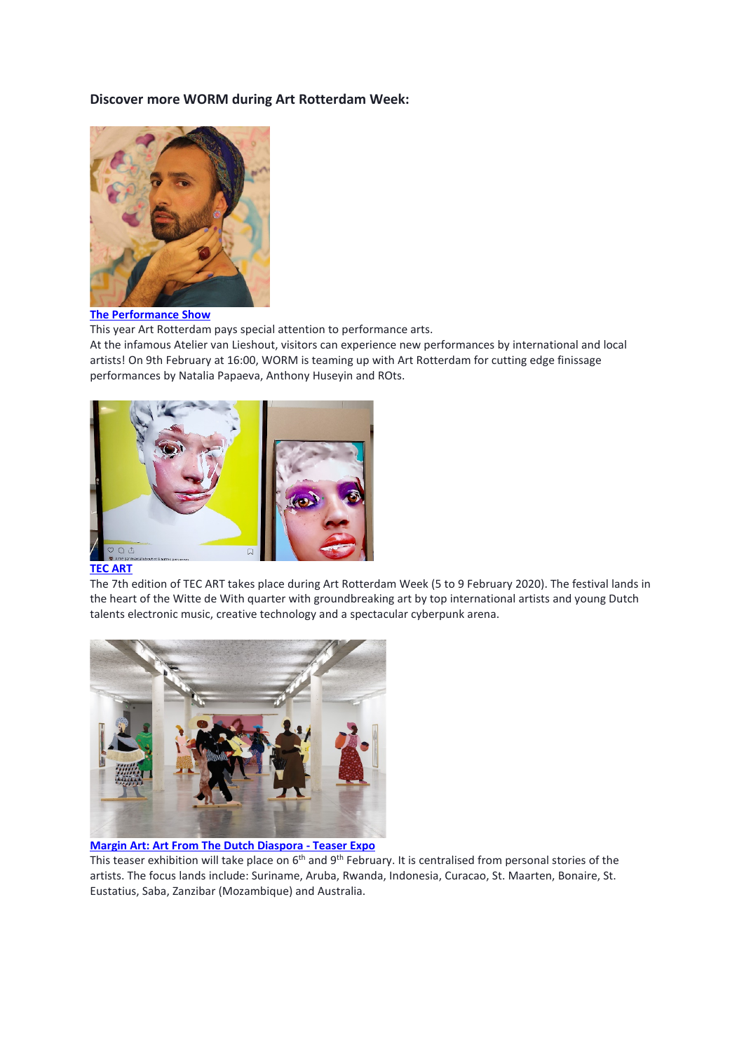### Discover more WORM during Art Rotterdam Week:

**The Performance Show**

This year Art Rotterdam pays special attention to performance arts.
At the infamous Atelier van Lieshout, visitors can experience new performances by international and local artists! On 9th February at 16:00, WORM is teaming up with Art Rotterdam for cutting edge finissage performances by Natalia Papaeva, Anthony Huseyin and ROts.

**TEC ART**

The 7th edition of TEC ART takes place during Art Rotterdam Week (5 to 9 February 2020). The festival lands in the heart of the Witte de With quarter with groundbreaking art by top international artists and young Dutch talents electronic music, creative technology and a spectacular cyberpunk arena.

**Margin Art: Art From The Dutch Diaspora - Teaser Expo**

This teaser exhibition will take place on 6th and 9th February. It is centralised from personal stories of the artists. The focus lands include: Suriname, Aruba, Rwanda, Indonesia, Curacao, St. Maarten, Bonaire, St. Eustatius, Saba, Zanzibar (Mozambique) and Australia.